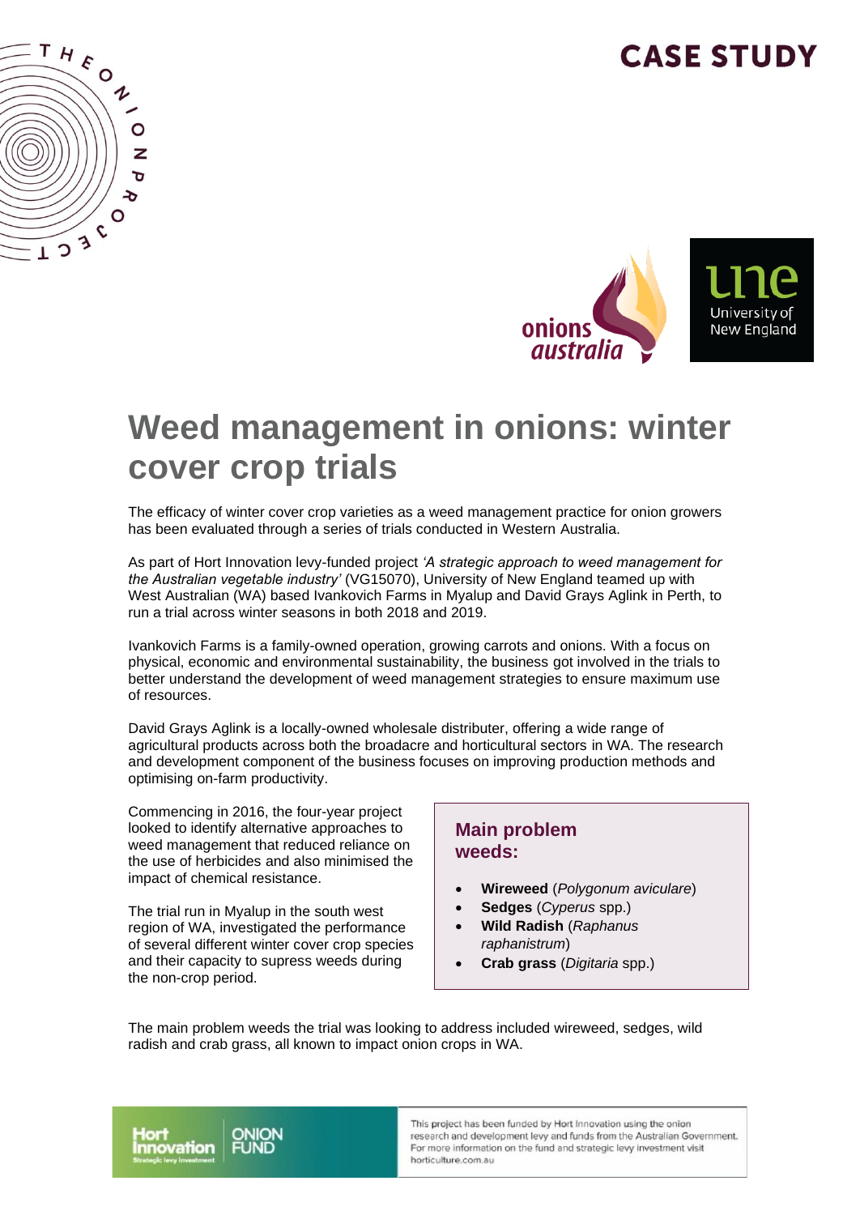CASE STUDY

# Weed management in onions: winter cover crop trials

The efficacy of winter cover crop varieties as a weed management practice for onion growers has been evaluated through a series of trials conducted in Western Australia.

As part of Hort Innovation levy-funded project *'A strategic approach to weed management for the Australian vegetable industry'* (VG15070), University of New England teamed up with West Australian (WA) based Ivankovich Farms in Myalup and David Grays Aglink in Perth, to run a trial across winter seasons in both 2018 and 2019.

Ivankovich Farms is a family-owned operation, growing carrots and onions. With a focus on physical, economic and environmental sustainability, the business got involved in the trials to better understand the development of weed management strategies to ensure maximum use of resources.

David Grays Aglink is a locally-owned wholesale distributer, offering a wide range of agricultural products across both the broadacre and horticultural sectors in WA. The research and development component of the business focuses on improving production methods and optimising on-farm productivity.

Commencing in 2016, the four-year project looked to identify alternative approaches to weed management that reduced reliance on the use of herbicides and also minimised the impact of chemical resistance.

The trial run in Myalup in the south west region of WA, investigated the performance of several different winter cover crop species and their capacity to supress weeds during the non-crop period.

## Main problem weeds:

- **Wireweed** (*Polygonum aviculare*)
- **Sedges** (*Cyperus* spp.)
- **Wild Radish** (*Raphanus raphanistrum*)
- **Crab grass** (*Digitaria* spp.)

The main problem weeds the trial was looking to address included wireweed, sedges, wild radish and crab grass, all known to impact onion crops in WA.

This project has been funded by Hort Innovation using the onion research and development levy and funds from the Australian Government. For more information on the fund and strategic levy investment visit horticulture.com.au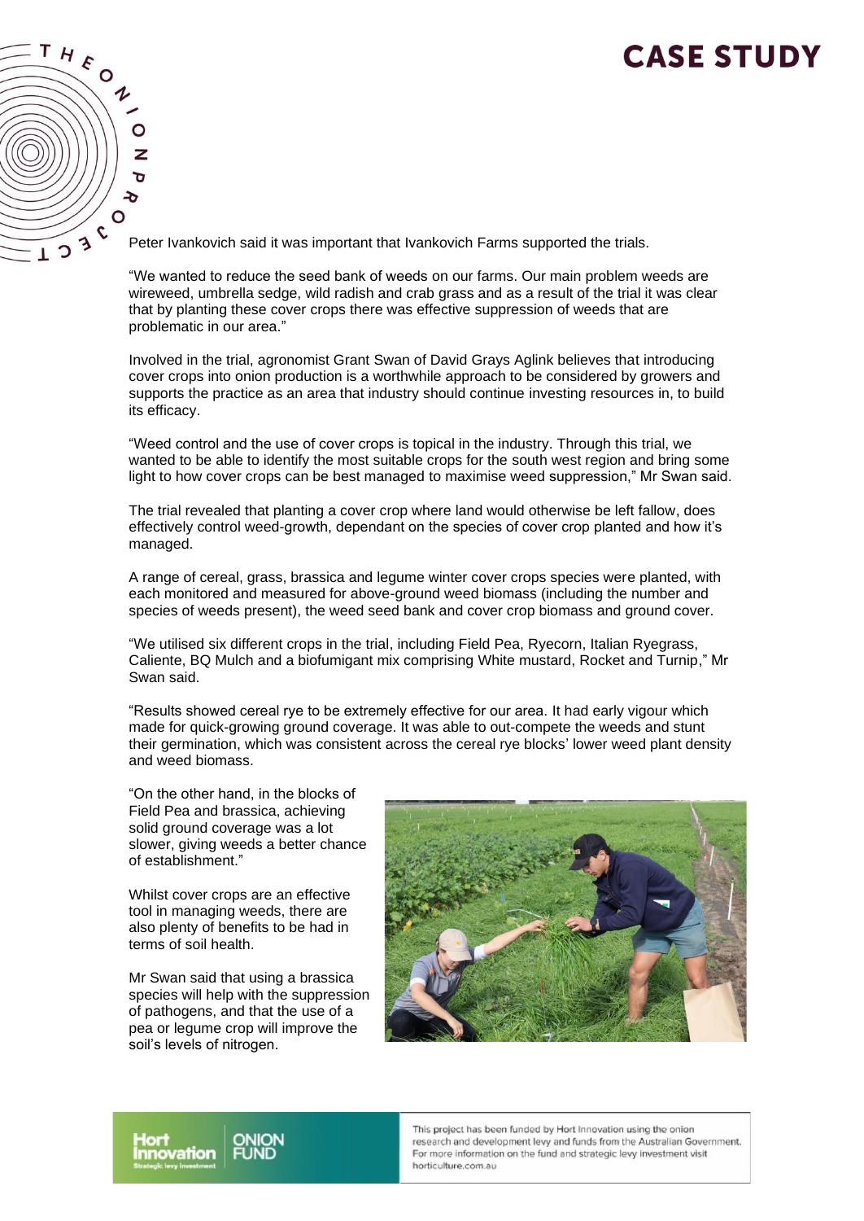Peter Ivankovich said it was important that Ivankovich Farms supported the trials.

"We wanted to reduce the seed bank of weeds on our farms. Our main problem weeds are wireweed, umbrella sedge, wild radish and crab grass and as a result of the trial it was clear that by planting these cover crops there was effective suppression of weeds that are problematic in our area."

Involved in the trial, agronomist Grant Swan of David Grays Aglink believes that introducing cover crops into onion production is a worthwhile approach to be considered by growers and supports the practice as an area that industry should continue investing resources in, to build its efficacy.

"Weed control and the use of cover crops is topical in the industry. Through this trial, we wanted to be able to identify the most suitable crops for the south west region and bring some light to how cover crops can be best managed to maximise weed suppression," Mr Swan said.

The trial revealed that planting a cover crop where land would otherwise be left fallow, does effectively control weed-growth, dependant on the species of cover crop planted and how it's managed.

A range of cereal, grass, brassica and legume winter cover crops species were planted, with each monitored and measured for above-ground weed biomass (including the number and species of weeds present), the weed seed bank and cover crop biomass and ground cover.

"We utilised six different crops in the trial, including Field Pea, Ryecorn, Italian Ryegrass, Caliente, BQ Mulch and a biofumigant mix comprising White mustard, Rocket and Turnip," Mr Swan said.

"Results showed cereal rye to be extremely effective for our area. It had early vigour which made for quick-growing ground coverage. It was able to out-compete the weeds and stunt their germination, which was consistent across the cereal rye blocks' lower weed plant density and weed biomass.

"On the other hand, in the blocks of Field Pea and brassica, achieving solid ground coverage was a lot slower, giving weeds a better chance of establishment."

Whilst cover crops are an effective tool in managing weeds, there are also plenty of benefits to be had in terms of soil health.

Mr Swan said that using a brassica species will help with the suppression of pathogens, and that the use of a pea or legume crop will improve the soil's levels of nitrogen.

This project has been funded by Hort Innovation using the onion research and development levy and funds from the Australian Government. For more information on the fund and strategic levy investment visit horticulture.com.au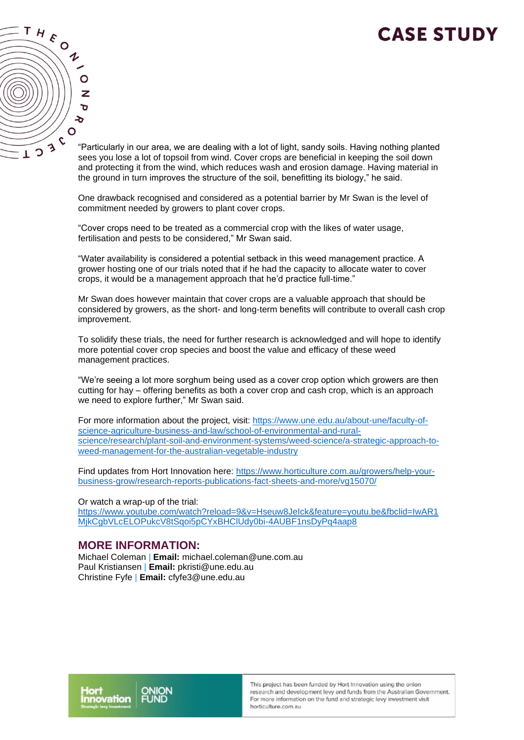"Particularly in our area, we are dealing with a lot of light, sandy soils. Having nothing planted sees you lose a lot of topsoil from wind. Cover crops are beneficial in keeping the soil down and protecting it from the wind, which reduces wash and erosion damage. Having material in the ground in turn improves the structure of the soil, benefitting its biology," he said.

One drawback recognised and considered as a potential barrier by Mr Swan is the level of commitment needed by growers to plant cover crops.

"Cover crops need to be treated as a commercial crop with the likes of water usage, fertilisation and pests to be considered," Mr Swan said.

"Water availability is considered a potential setback in this weed management practice. A grower hosting one of our trials noted that if he had the capacity to allocate water to cover crops, it would be a management approach that he'd practice full-time."

Mr Swan does however maintain that cover crops are a valuable approach that should be considered by growers, as the short- and long-term benefits will contribute to overall cash crop improvement.

To solidify these trials, the need for further research is acknowledged and will hope to identify more potential cover crop species and boost the value and efficacy of these weed management practices.

"We're seeing a lot more sorghum being used as a cover crop option which growers are then cutting for hay – offering benefits as both a cover crop and cash crop, which is an approach we need to explore further," Mr Swan said.

For more information about the project, visit: https://www.une.edu.au/about-une/faculty-of-science-agriculture-business-and-law/school-of-environmental-and-rural-science/research/plant-soil-and-environment-systems/weed-science/a-strategic-approach-to-weed-management-for-the-australian-vegetable-industry

Find updates from Hort Innovation here: https://www.horticulture.com.au/growers/help-your-business-grow/research-reports-publications-fact-sheets-and-more/vg15070/

Or watch a wrap-up of the trial:
https://www.youtube.com/watch?reload=9&v=Hseuw8JeIck&feature=youtu.be&fbclid=IwAR1MjkCgbVLcELOPukcV8tSqoi5pCYxBHClUdy0bi-4AUBF1nsDyPq4aap8

## MORE INFORMATION:

Michael Coleman | **Email:** michael.coleman@une.com.au
Paul Kristiansen | **Email:** pkristi@une.edu.au
Christine Fyfe | **Email:** cfyfe3@une.edu.au

This project has been funded by Hort Innovation using the onion research and development levy and funds from the Australian Government. For more information on the fund and strategic levy investment visit horticulture.com.au